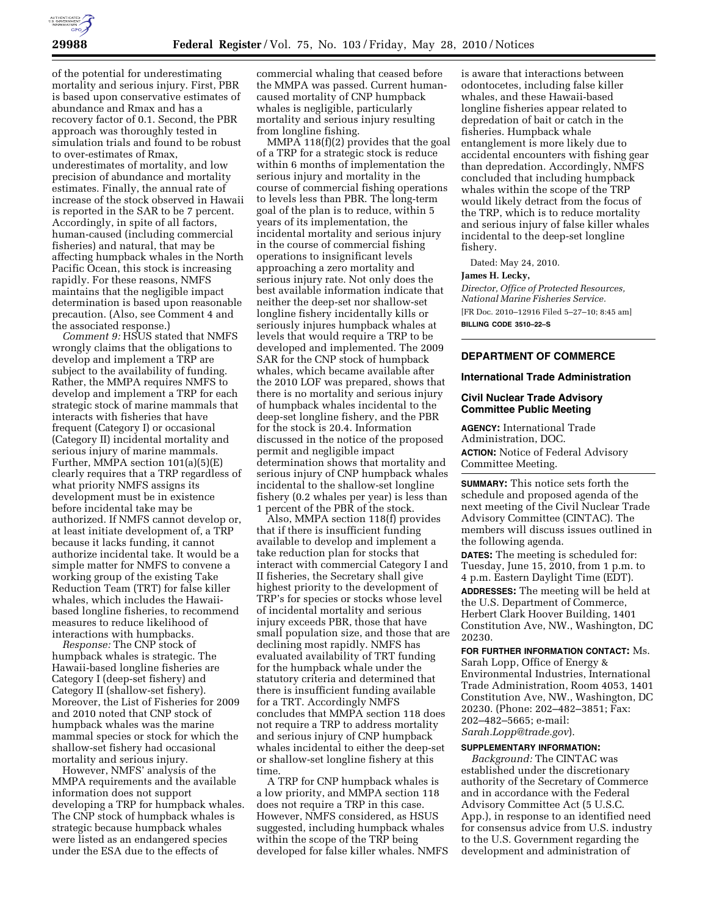of the potential for underestimating mortality and serious injury. First, PBR is based upon conservative estimates of abundance and Rmax and has a recovery factor of 0.1. Second, the PBR approach was thoroughly tested in simulation trials and found to be robust to over-estimates of Rmax, underestimates of mortality, and low precision of abundance and mortality estimates. Finally, the annual rate of increase of the stock observed in Hawaii is reported in the SAR to be 7 percent. Accordingly, in spite of all factors, human-caused (including commercial fisheries) and natural, that may be affecting humpback whales in the North Pacific Ocean, this stock is increasing rapidly. For these reasons, NMFS maintains that the negligible impact determination is based upon reasonable precaution. (Also, see Comment 4 and the associated response.)

*Comment 9:* HSUS stated that NMFS wrongly claims that the obligations to develop and implement a TRP are subject to the availability of funding. Rather, the MMPA requires NMFS to develop and implement a TRP for each strategic stock of marine mammals that interacts with fisheries that have frequent (Category I) or occasional (Category II) incidental mortality and serious injury of marine mammals. Further, MMPA section 101(a)(5)(E) clearly requires that a TRP regardless of what priority NMFS assigns its development must be in existence before incidental take may be authorized. If NMFS cannot develop or, at least initiate development of, a TRP because it lacks funding, it cannot authorize incidental take. It would be a simple matter for NMFS to convene a working group of the existing Take Reduction Team (TRT) for false killer whales, which includes the Hawaii-based longline fisheries, to recommend measures to reduce likelihood of interactions with humpbacks.

*Response:* The CNP stock of humpback whales is strategic. The Hawaii-based longline fisheries are Category I (deep-set fishery) and Category II (shallow-set fishery). Moreover, the List of Fisheries for 2009 and 2010 noted that CNP stock of humpback whales was the marine mammal species or stock for which the shallow-set fishery had occasional mortality and serious injury.

However, NMFS' analysis of the MMPA requirements and the available information does not support developing a TRP for humpback whales. The CNP stock of humpback whales is strategic because humpback whales were listed as an endangered species under the ESA due to the effects of commercial whaling that ceased before the MMPA was passed. Current human-caused mortality of CNP humpback whales is negligible, particularly mortality and serious injury resulting from longline fishing.

MMPA 118(f)(2) provides that the goal of a TRP for a strategic stock is reduce within 6 months of implementation the serious injury and mortality in the course of commercial fishing operations to levels less than PBR. The long-term goal of the plan is to reduce, within 5 years of its implementation, the incidental mortality and serious injury in the course of commercial fishing operations to insignificant levels approaching a zero mortality and serious injury rate. Not only does the best available information indicate that neither the deep-set nor shallow-set longline fishery incidentally kills or seriously injures humpback whales at levels that would require a TRP to be developed and implemented. The 2009 SAR for the CNP stock of humpback whales, which became available after the 2010 LOF was prepared, shows that there is no mortality and serious injury of humpback whales incidental to the deep-set longline fishery, and the PBR for the stock is 20.4. Information discussed in the notice of the proposed permit and negligible impact determination shows that mortality and serious injury of CNP humpback whales incidental to the shallow-set longline fishery (0.2 whales per year) is less than 1 percent of the PBR of the stock.

Also, MMPA section 118(f) provides that if there is insufficient funding available to develop and implement a take reduction plan for stocks that interact with commercial Category I and II fisheries, the Secretary shall give highest priority to the development of TRP's for species or stocks whose level of incidental mortality and serious injury exceeds PBR, those that have small population size, and those that are declining most rapidly. NMFS has evaluated availability of TRT funding for the humpback whale under the statutory criteria and determined that there is insufficient funding available for a TRT. Accordingly NMFS concludes that MMPA section 118 does not require a TRP to address mortality and serious injury of CNP humpback whales incidental to either the deep-set or shallow-set longline fishery at this time.

A TRP for CNP humpback whales is a low priority, and MMPA section 118 does not require a TRP in this case. However, NMFS considered, as HSUS suggested, including humpback whales within the scope of the TRP being developed for false killer whales. NMFS is aware that interactions between odontocetes, including false killer whales, and these Hawaii-based longline fisheries appear related to depredation of bait or catch in the fisheries. Humpback whale entanglement is more likely due to accidental encounters with fishing gear than depredation. Accordingly, NMFS concluded that including humpback whales within the scope of the TRP would likely detract from the focus of the TRP, which is to reduce mortality and serious injury of false killer whales incidental to the deep-set longline fishery.

Dated: May 24, 2010.

**James H. Lecky,**

*Director, Office of Protected Resources, National Marine Fisheries Service.*

[FR Doc. 2010–12916 Filed 5–27–10; 8:45 am]

**BILLING CODE 3510–22–S**

## DEPARTMENT OF COMMERCE

### International Trade Administration

### Civil Nuclear Trade Advisory Committee Public Meeting

**AGENCY:** International Trade Administration, DOC.

**ACTION:** Notice of Federal Advisory Committee Meeting.

**SUMMARY:** This notice sets forth the schedule and proposed agenda of the next meeting of the Civil Nuclear Trade Advisory Committee (CINTAC). The members will discuss issues outlined in the following agenda.

**DATES:** The meeting is scheduled for: Tuesday, June 15, 2010, from 1 p.m. to 4 p.m. Eastern Daylight Time (EDT).

**ADDRESSES:** The meeting will be held at the U.S. Department of Commerce, Herbert Clark Hoover Building, 1401 Constitution Ave, NW., Washington, DC 20230.

**FOR FURTHER INFORMATION CONTACT:** Ms. Sarah Lopp, Office of Energy & Environmental Industries, International Trade Administration, Room 4053, 1401 Constitution Ave, NW., Washington, DC 20230. (Phone: 202–482–3851; Fax: 202–482–5665; e-mail: *Sarah.Lopp@trade.gov*).

**SUPPLEMENTARY INFORMATION:**

*Background:* The CINTAC was established under the discretionary authority of the Secretary of Commerce and in accordance with the Federal Advisory Committee Act (5 U.S.C. App.), in response to an identified need for consensus advice from U.S. industry to the U.S. Government regarding the development and administration of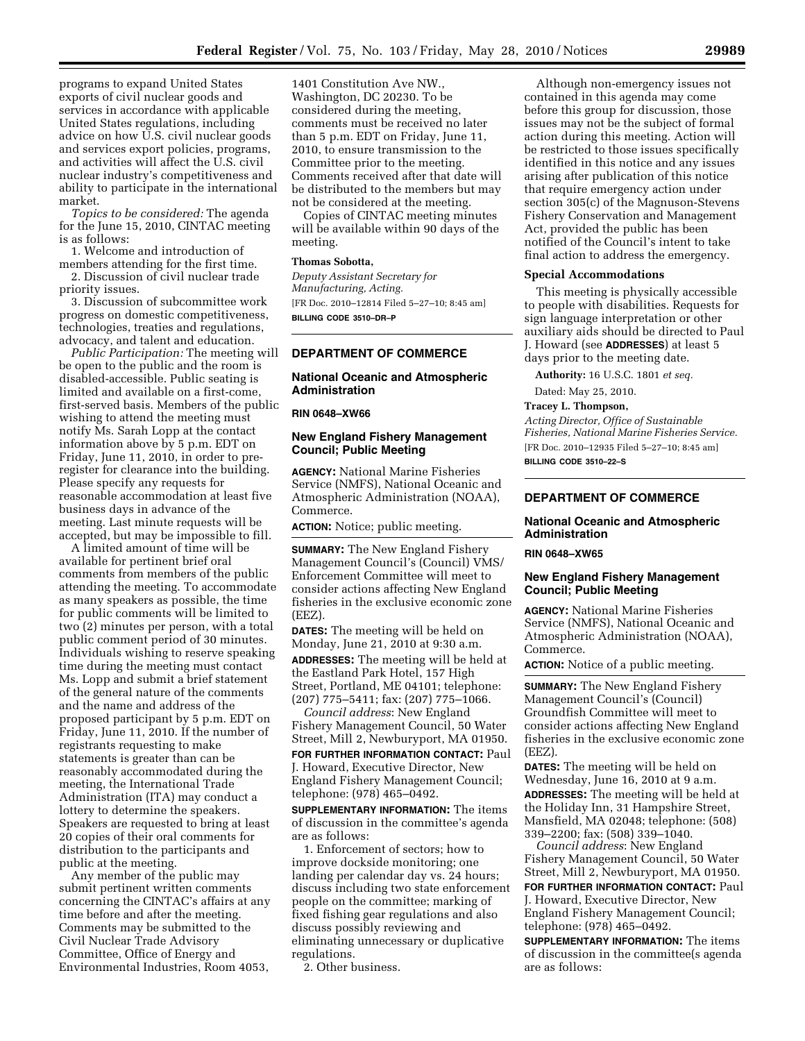programs to expand United States exports of civil nuclear goods and services in accordance with applicable United States regulations, including advice on how U.S. civil nuclear goods and services export policies, programs, and activities will affect the U.S. civil nuclear industry's competitiveness and ability to participate in the international market.

*Topics to be considered:* The agenda for the June 15, 2010, CINTAC meeting is as follows:

1. Welcome and introduction of members attending for the first time.
2. Discussion of civil nuclear trade priority issues.
3. Discussion of subcommittee work progress on domestic competitiveness, technologies, treaties and regulations, advocacy, and talent and education.

*Public Participation:* The meeting will be open to the public and the room is disabled-accessible. Public seating is limited and available on a first-come, first-served basis. Members of the public wishing to attend the meeting must notify Ms. Sarah Lopp at the contact information above by 5 p.m. EDT on Friday, June 11, 2010, in order to pre-register for clearance into the building. Please specify any requests for reasonable accommodation at least five business days in advance of the meeting. Last minute requests will be accepted, but may be impossible to fill.

A limited amount of time will be available for pertinent brief oral comments from members of the public attending the meeting. To accommodate as many speakers as possible, the time for public comments will be limited to two (2) minutes per person, with a total public comment period of 30 minutes. Individuals wishing to reserve speaking time during the meeting must contact Ms. Lopp and submit a brief statement of the general nature of the comments and the name and address of the proposed participant by 5 p.m. EDT on Friday, June 11, 2010. If the number of registrants requesting to make statements is greater than can be reasonably accommodated during the meeting, the International Trade Administration (ITA) may conduct a lottery to determine the speakers. Speakers are requested to bring at least 20 copies of their oral comments for distribution to the participants and public at the meeting.

Any member of the public may submit pertinent written comments concerning the CINTAC's affairs at any time before and after the meeting. Comments may be submitted to the Civil Nuclear Trade Advisory Committee, Office of Energy and Environmental Industries, Room 4053, 1401 Constitution Ave NW., Washington, DC 20230. To be considered during the meeting, comments must be received no later than 5 p.m. EDT on Friday, June 11, 2010, to ensure transmission to the Committee prior to the meeting. Comments received after that date will be distributed to the members but may not be considered at the meeting.

Copies of CINTAC meeting minutes will be available within 90 days of the meeting.

**Thomas Sobotta,**

*Deputy Assistant Secretary for Manufacturing, Acting.*

[FR Doc. 2010–12814 Filed 5–27–10; 8:45 am]

**BILLING CODE 3510–DR–P**

## DEPARTMENT OF COMMERCE

### National Oceanic and Atmospheric Administration

**RIN 0648–XW66**

### New England Fishery Management Council; Public Meeting

**AGENCY:** National Marine Fisheries Service (NMFS), National Oceanic and Atmospheric Administration (NOAA), Commerce.

**ACTION:** Notice; public meeting.

**SUMMARY:** The New England Fishery Management Council's (Council) VMS/Enforcement Committee will meet to consider actions affecting New England fisheries in the exclusive economic zone (EEZ).

**DATES:** The meeting will be held on Monday, June 21, 2010 at 9:30 a.m.

**ADDRESSES:** The meeting will be held at the Eastland Park Hotel, 157 High Street, Portland, ME 04101; telephone: (207) 775–5411; fax: (207) 775–1066.

*Council address*: New England Fishery Management Council, 50 Water Street, Mill 2, Newburyport, MA 01950.

**FOR FURTHER INFORMATION CONTACT:** Paul J. Howard, Executive Director, New England Fishery Management Council; telephone: (978) 465–0492.

**SUPPLEMENTARY INFORMATION:** The items of discussion in the committee's agenda are as follows:

1. Enforcement of sectors; how to improve dockside monitoring; one landing per calendar day vs. 24 hours; discuss including two state enforcement people on the committee; marking of fixed fishing gear regulations and also discuss possibly reviewing and eliminating unnecessary or duplicative regulations.
2. Other business.

Although non-emergency issues not contained in this agenda may come before this group for discussion, those issues may not be the subject of formal action during this meeting. Action will be restricted to those issues specifically identified in this notice and any issues arising after publication of this notice that require emergency action under section 305(c) of the Magnuson-Stevens Fishery Conservation and Management Act, provided the public has been notified of the Council's intent to take final action to address the emergency.

#### Special Accommodations

This meeting is physically accessible to people with disabilities. Requests for sign language interpretation or other auxiliary aids should be directed to Paul J. Howard (see **ADDRESSES**) at least 5 days prior to the meeting date.

**Authority:** 16 U.S.C. 1801 *et seq.*

Dated: May 25, 2010.

**Tracey L. Thompson,**

*Acting Director, Office of Sustainable Fisheries, National Marine Fisheries Service.*

[FR Doc. 2010–12935 Filed 5–27–10; 8:45 am]

**BILLING CODE 3510–22–S**

## DEPARTMENT OF COMMERCE

### National Oceanic and Atmospheric Administration

**RIN 0648–XW65**

### New England Fishery Management Council; Public Meeting

**AGENCY:** National Marine Fisheries Service (NMFS), National Oceanic and Atmospheric Administration (NOAA), Commerce.

**ACTION:** Notice of a public meeting.

**SUMMARY:** The New England Fishery Management Council's (Council) Groundfish Committee will meet to consider actions affecting New England fisheries in the exclusive economic zone (EEZ).

**DATES:** The meeting will be held on Wednesday, June 16, 2010 at 9 a.m.

**ADDRESSES:** The meeting will be held at the Holiday Inn, 31 Hampshire Street, Mansfield, MA 02048; telephone: (508) 339–2200; fax: (508) 339–1040.

*Council address*: New England Fishery Management Council, 50 Water Street, Mill 2, Newburyport, MA 01950.

**FOR FURTHER INFORMATION CONTACT:** Paul J. Howard, Executive Director, New England Fishery Management Council; telephone: (978) 465–0492.

**SUPPLEMENTARY INFORMATION:** The items of discussion in the committee(s agenda are as follows: